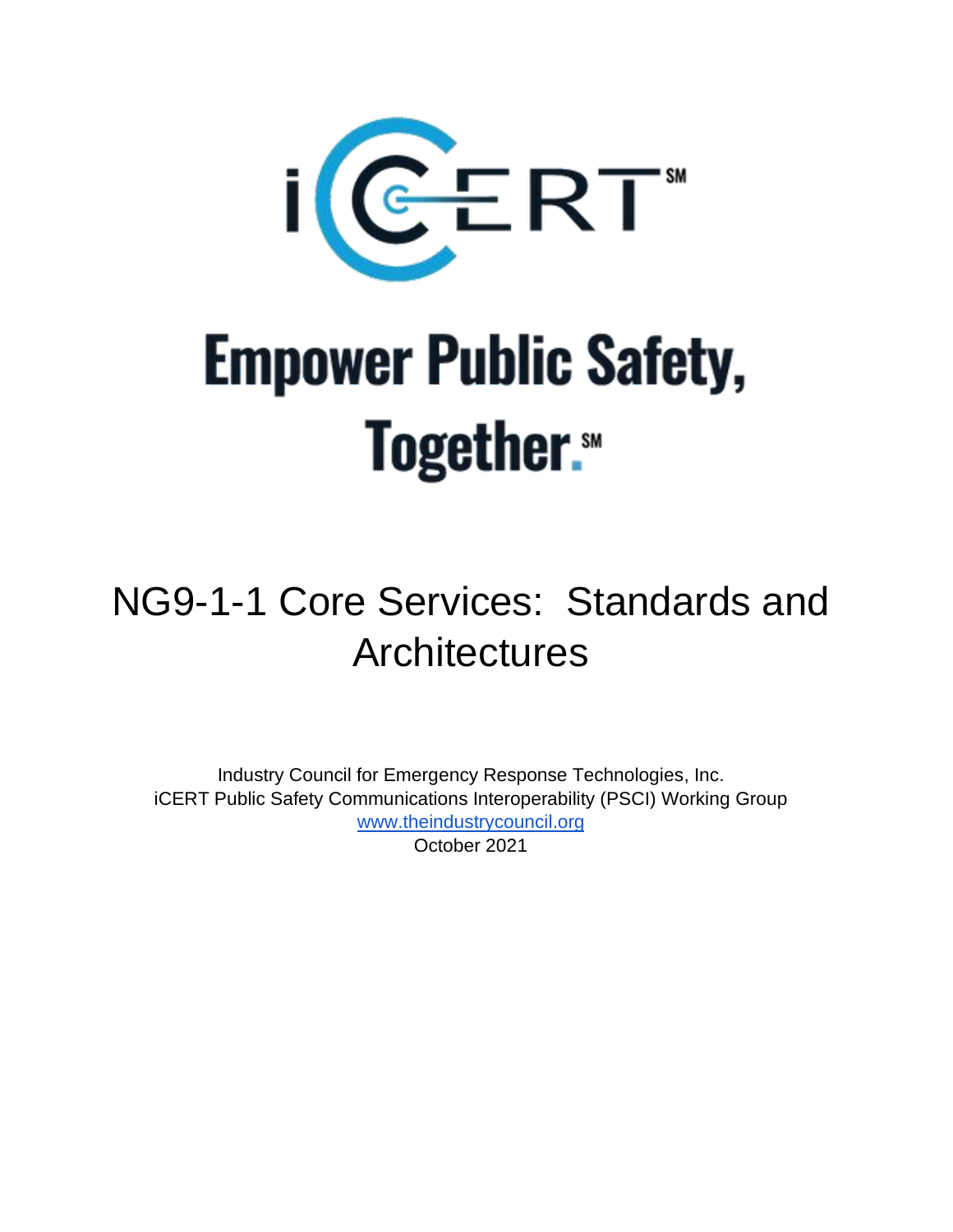iCERT℠

# Empower Public Safety, Together.℠

# NG9-1-1 Core Services: Standards and Architectures

Industry Council for Emergency Response Technologies, Inc.
iCERT Public Safety Communications Interoperability (PSCI) Working Group
www.theindustrycouncil.org
October 2021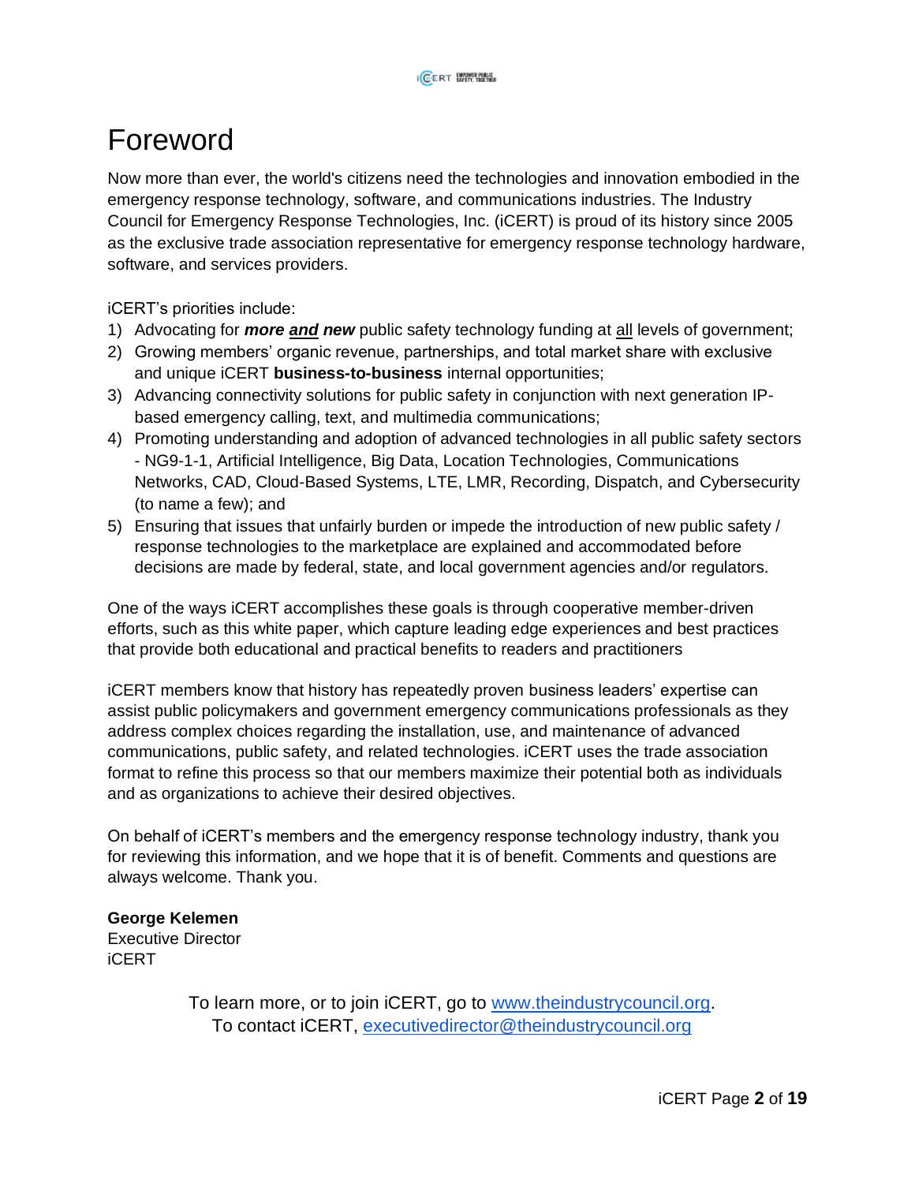# Foreword

Now more than ever, the world's citizens need the technologies and innovation embodied in the emergency response technology, software, and communications industries. The Industry Council for Emergency Response Technologies, Inc. (iCERT) is proud of its history since 2005 as the exclusive trade association representative for emergency response technology hardware, software, and services providers.

iCERT's priorities include:

1) Advocating for ***more <u>and</u> new*** public safety technology funding at <u>all</u> levels of government;
2) Growing members' organic revenue, partnerships, and total market share with exclusive and unique iCERT **business-to-business** internal opportunities;
3) Advancing connectivity solutions for public safety in conjunction with next generation IP-based emergency calling, text, and multimedia communications;
4) Promoting understanding and adoption of advanced technologies in all public safety sectors - NG9-1-1, Artificial Intelligence, Big Data, Location Technologies, Communications Networks, CAD, Cloud-Based Systems, LTE, LMR, Recording, Dispatch, and Cybersecurity (to name a few); and
5) Ensuring that issues that unfairly burden or impede the introduction of new public safety / response technologies to the marketplace are explained and accommodated before decisions are made by federal, state, and local government agencies and/or regulators.

One of the ways iCERT accomplishes these goals is through cooperative member-driven efforts, such as this white paper, which capture leading edge experiences and best practices that provide both educational and practical benefits to readers and practitioners

iCERT members know that history has repeatedly proven business leaders' expertise can assist public policymakers and government emergency communications professionals as they address complex choices regarding the installation, use, and maintenance of advanced communications, public safety, and related technologies. iCERT uses the trade association format to refine this process so that our members maximize their potential both as individuals and as organizations to achieve their desired objectives.

On behalf of iCERT's members and the emergency response technology industry, thank you for reviewing this information, and we hope that it is of benefit. Comments and questions are always welcome. Thank you.

**George Kelemen**
Executive Director
iCERT

To learn more, or to join iCERT, go to [www.theindustrycouncil.org](http://www.theindustrycouncil.org).
To contact iCERT, [executivedirector@theindustrycouncil.org](mailto:executivedirector@theindustrycouncil.org)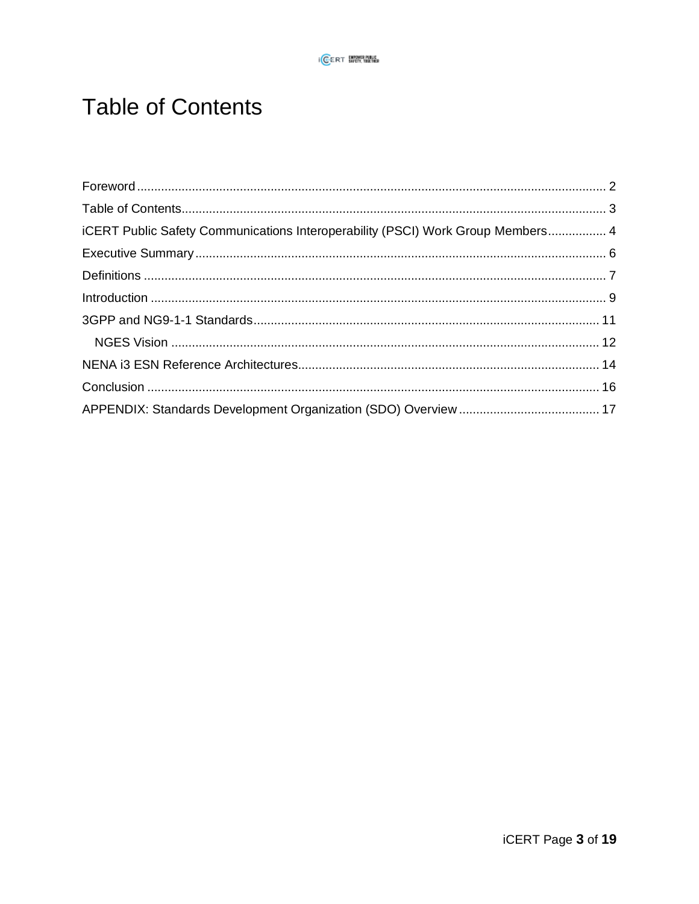# Table of Contents

Foreword ........................................................................................................................ 2

Table of Contents ........................................................................................................... 3

iCERT Public Safety Communications Interoperability (PSCI) Work Group Members ................. 4

Executive Summary ....................................................................................................... 6

Definitions ...................................................................................................................... 7

Introduction .................................................................................................................... 9

3GPP and NG9-1-1 Standards .................................................................................... 11

  NGES Vision ............................................................................................................ 12

NENA i3 ESN Reference Architectures ........................................................................ 14

Conclusion ................................................................................................................... 16

APPENDIX: Standards Development Organization (SDO) Overview ......................................... 17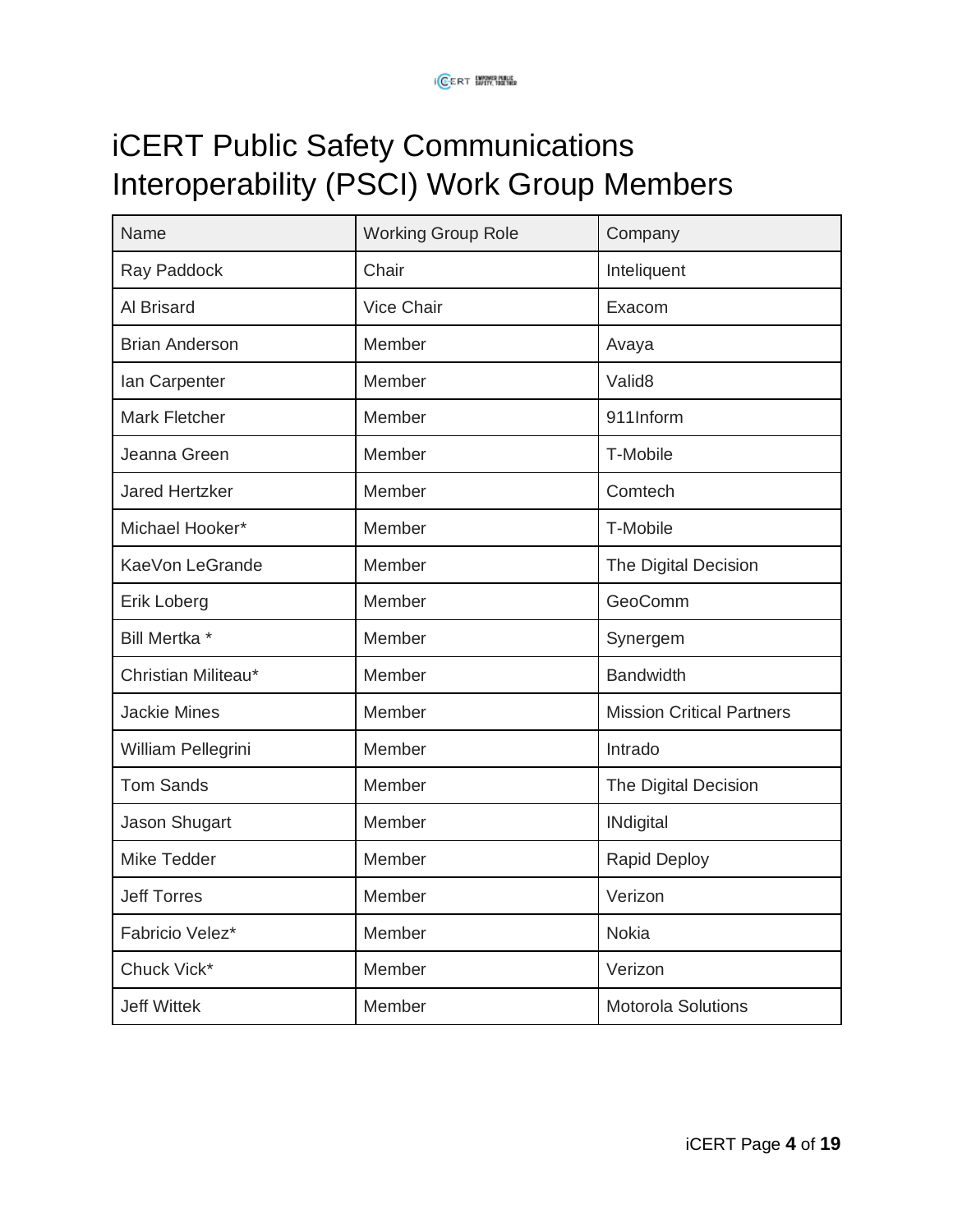# iCERT Public Safety Communications Interoperability (PSCI) Work Group Members

| Name | Working Group Role | Company |
| --- | --- | --- |
| Ray Paddock | Chair | Inteliquent |
| Al Brisard | Vice Chair | Exacom |
| Brian Anderson | Member | Avaya |
| Ian Carpenter | Member | Valid8 |
| Mark Fletcher | Member | 911Inform |
| Jeanna Green | Member | T-Mobile |
| Jared Hertzker | Member | Comtech |
| Michael Hooker* | Member | T-Mobile |
| KaeVon LeGrande | Member | The Digital Decision |
| Erik Loberg | Member | GeoComm |
| Bill Mertka * | Member | Synergem |
| Christian Militeau* | Member | Bandwidth |
| Jackie Mines | Member | Mission Critical Partners |
| William Pellegrini | Member | Intrado |
| Tom Sands | Member | The Digital Decision |
| Jason Shugart | Member | INdigital |
| Mike Tedder | Member | Rapid Deploy |
| Jeff Torres | Member | Verizon |
| Fabricio Velez* | Member | Nokia |
| Chuck Vick* | Member | Verizon |
| Jeff Wittek | Member | Motorola Solutions |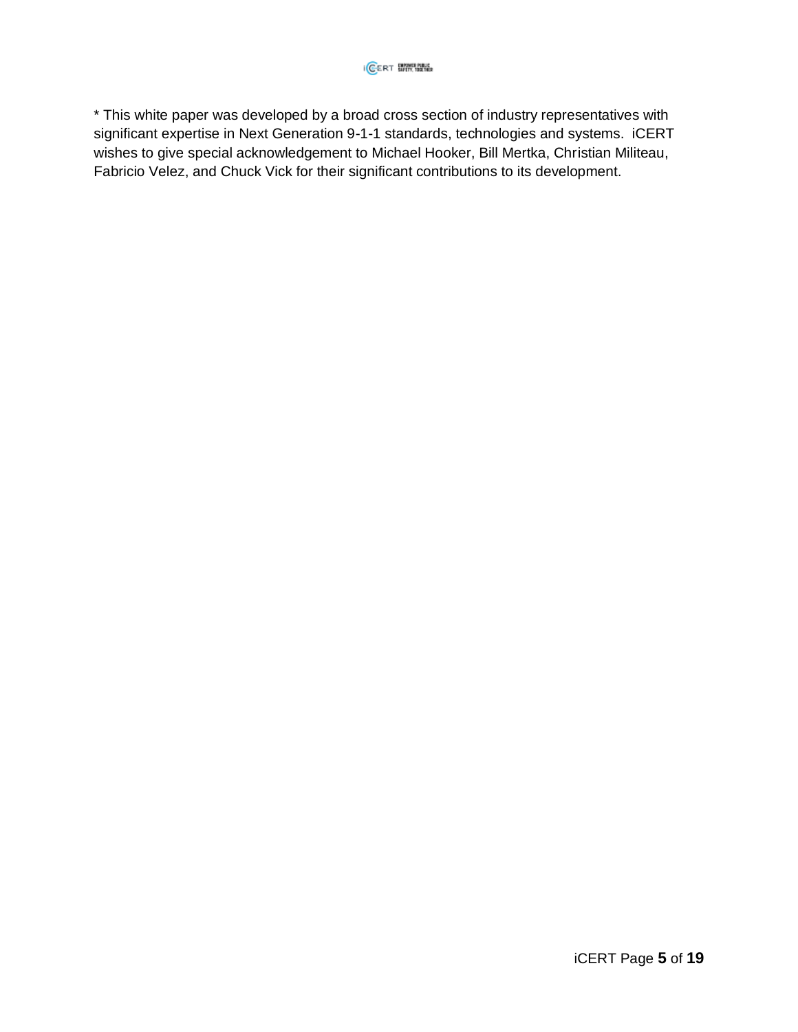* This white paper was developed by a broad cross section of industry representatives with significant expertise in Next Generation 9-1-1 standards, technologies and systems. iCERT wishes to give special acknowledgement to Michael Hooker, Bill Mertka, Christian Militeau, Fabricio Velez, and Chuck Vick for their significant contributions to its development.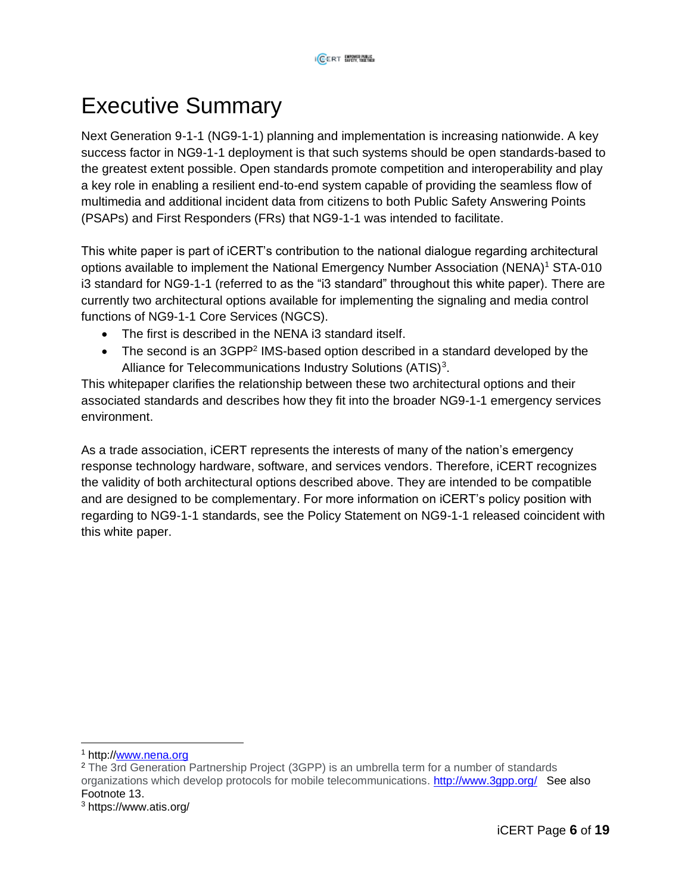# Executive Summary

Next Generation 9-1-1 (NG9-1-1) planning and implementation is increasing nationwide. A key success factor in NG9-1-1 deployment is that such systems should be open standards-based to the greatest extent possible. Open standards promote competition and interoperability and play a key role in enabling a resilient end-to-end system capable of providing the seamless flow of multimedia and additional incident data from citizens to both Public Safety Answering Points (PSAPs) and First Responders (FRs) that NG9-1-1 was intended to facilitate.

This white paper is part of iCERT's contribution to the national dialogue regarding architectural options available to implement the National Emergency Number Association (NENA)[1] STA-010 i3 standard for NG9-1-1 (referred to as the "i3 standard" throughout this white paper). There are currently two architectural options available for implementing the signaling and media control functions of NG9-1-1 Core Services (NGCS).

- The first is described in the NENA i3 standard itself.
- The second is an 3GPP[2] IMS-based option described in a standard developed by the Alliance for Telecommunications Industry Solutions (ATIS)[3].

This whitepaper clarifies the relationship between these two architectural options and their associated standards and describes how they fit into the broader NG9-1-1 emergency services environment.

As a trade association, iCERT represents the interests of many of the nation's emergency response technology hardware, software, and services vendors. Therefore, iCERT recognizes the validity of both architectural options described above. They are intended to be compatible and are designed to be complementary. For more information on iCERT's policy position with regarding to NG9-1-1 standards, see the Policy Statement on NG9-1-1 released coincident with this white paper.

---

[1] http://www.nena.org

[2] The 3rd Generation Partnership Project (3GPP) is an umbrella term for a number of standards organizations which develop protocols for mobile telecommunications. http://www.3gpp.org/ See also Footnote 13.

[3] https://www.atis.org/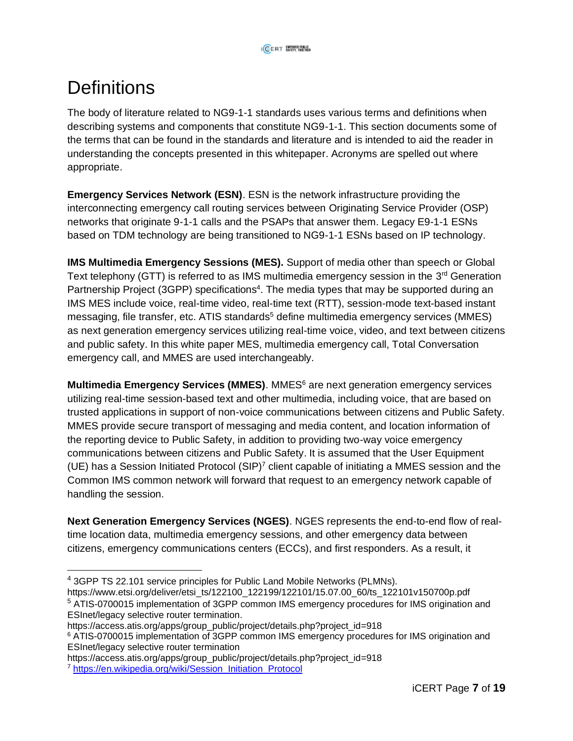# Definitions

The body of literature related to NG9-1-1 standards uses various terms and definitions when describing systems and components that constitute NG9-1-1. This section documents some of the terms that can be found in the standards and literature and is intended to aid the reader in understanding the concepts presented in this whitepaper. Acronyms are spelled out where appropriate.

**Emergency Services Network (ESN)**. ESN is the network infrastructure providing the interconnecting emergency call routing services between Originating Service Provider (OSP) networks that originate 9-1-1 calls and the PSAPs that answer them. Legacy E9-1-1 ESNs based on TDM technology are being transitioned to NG9-1-1 ESNs based on IP technology.

**IMS Multimedia Emergency Sessions (MES).** Support of media other than speech or Global Text telephony (GTT) is referred to as IMS multimedia emergency session in the 3rd Generation Partnership Project (3GPP) specifications[4]. The media types that may be supported during an IMS MES include voice, real-time video, real-time text (RTT), session-mode text-based instant messaging, file transfer, etc. ATIS standards[5] define multimedia emergency services (MMES) as next generation emergency services utilizing real-time voice, video, and text between citizens and public safety. In this white paper MES, multimedia emergency call, Total Conversation emergency call, and MMES are used interchangeably.

**Multimedia Emergency Services (MMES)**. MMES[6] are next generation emergency services utilizing real-time session-based text and other multimedia, including voice, that are based on trusted applications in support of non-voice communications between citizens and Public Safety. MMES provide secure transport of messaging and media content, and location information of the reporting device to Public Safety, in addition to providing two-way voice emergency communications between citizens and Public Safety. It is assumed that the User Equipment (UE) has a Session Initiated Protocol (SIP)[7] client capable of initiating a MMES session and the Common IMS common network will forward that request to an emergency network capable of handling the session.

**Next Generation Emergency Services (NGES)**. NGES represents the end-to-end flow of real-time location data, multimedia emergency sessions, and other emergency data between citizens, emergency communications centers (ECCs), and first responders. As a result, it

---

[4] 3GPP TS 22.101 service principles for Public Land Mobile Networks (PLMNs). https://www.etsi.org/deliver/etsi_ts/122100_122199/122101/15.07.00_60/ts_122101v150700p.pdf

[5] ATIS-0700015 implementation of 3GPP common IMS emergency procedures for IMS origination and ESInet/legacy selective router termination. https://access.atis.org/apps/group_public/project/details.php?project_id=918

[6] ATIS-0700015 implementation of 3GPP common IMS emergency procedures for IMS origination and ESInet/legacy selective router termination https://access.atis.org/apps/group_public/project/details.php?project_id=918

[7] https://en.wikipedia.org/wiki/Session_Initiation_Protocol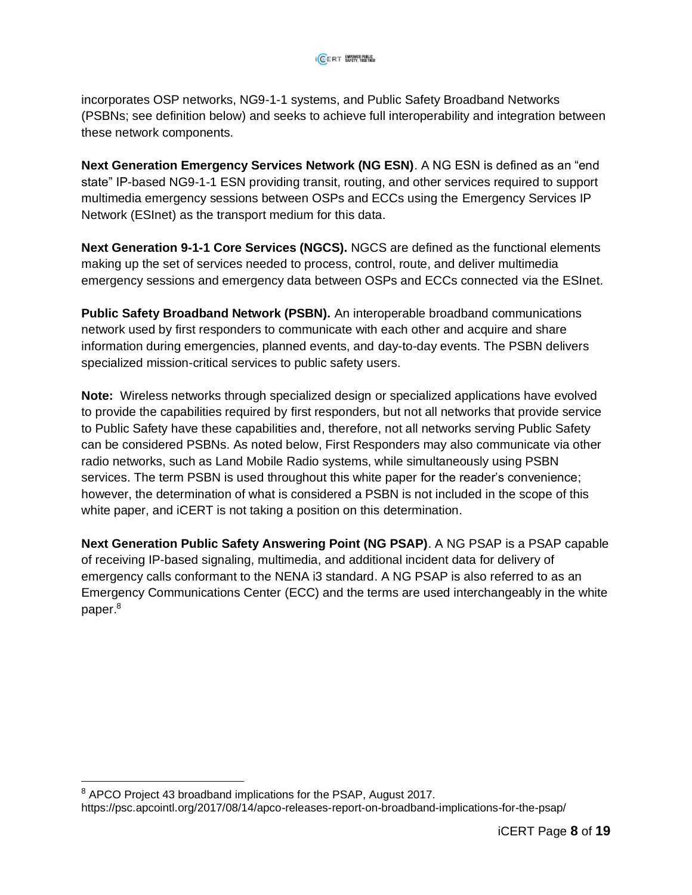incorporates OSP networks, NG9-1-1 systems, and Public Safety Broadband Networks (PSBNs; see definition below) and seeks to achieve full interoperability and integration between these network components.

**Next Generation Emergency Services Network (NG ESN)**. A NG ESN is defined as an "end state" IP-based NG9-1-1 ESN providing transit, routing, and other services required to support multimedia emergency sessions between OSPs and ECCs using the Emergency Services IP Network (ESInet) as the transport medium for this data.

**Next Generation 9-1-1 Core Services (NGCS).** NGCS are defined as the functional elements making up the set of services needed to process, control, route, and deliver multimedia emergency sessions and emergency data between OSPs and ECCs connected via the ESInet.

**Public Safety Broadband Network (PSBN).** An interoperable broadband communications network used by first responders to communicate with each other and acquire and share information during emergencies, planned events, and day-to-day events. The PSBN delivers specialized mission-critical services to public safety users.

**Note:** Wireless networks through specialized design or specialized applications have evolved to provide the capabilities required by first responders, but not all networks that provide service to Public Safety have these capabilities and, therefore, not all networks serving Public Safety can be considered PSBNs. As noted below, First Responders may also communicate via other radio networks, such as Land Mobile Radio systems, while simultaneously using PSBN services. The term PSBN is used throughout this white paper for the reader's convenience; however, the determination of what is considered a PSBN is not included in the scope of this white paper, and iCERT is not taking a position on this determination.

**Next Generation Public Safety Answering Point (NG PSAP)**. A NG PSAP is a PSAP capable of receiving IP-based signaling, multimedia, and additional incident data for delivery of emergency calls conformant to the NENA i3 standard. A NG PSAP is also referred to as an Emergency Communications Center (ECC) and the terms are used interchangeably in the white paper.[8]

[8] APCO Project 43 broadband implications for the PSAP, August 2017. https://psc.apcointl.org/2017/08/14/apco-releases-report-on-broadband-implications-for-the-psap/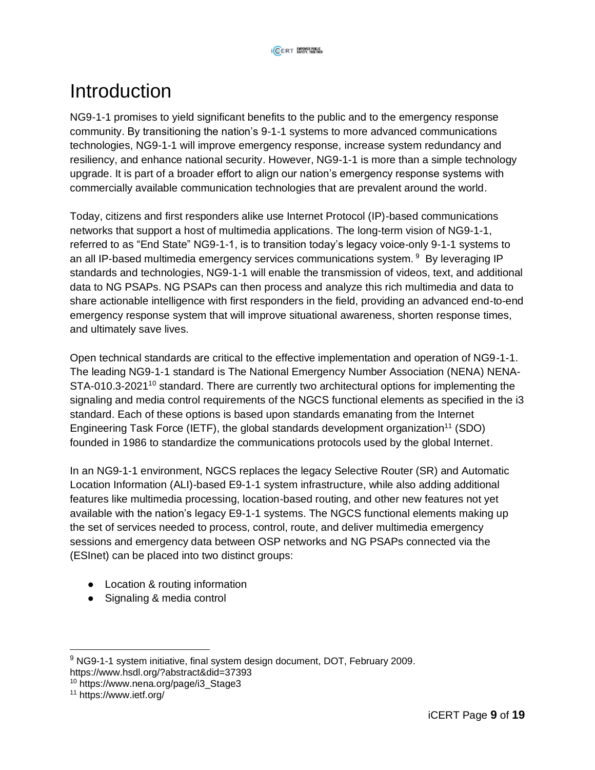# Introduction

NG9-1-1 promises to yield significant benefits to the public and to the emergency response community. By transitioning the nation's 9-1-1 systems to more advanced communications technologies, NG9-1-1 will improve emergency response, increase system redundancy and resiliency, and enhance national security. However, NG9-1-1 is more than a simple technology upgrade. It is part of a broader effort to align our nation's emergency response systems with commercially available communication technologies that are prevalent around the world.

Today, citizens and first responders alike use Internet Protocol (IP)-based communications networks that support a host of multimedia applications. The long-term vision of NG9-1-1, referred to as "End State" NG9-1-1, is to transition today's legacy voice-only 9-1-1 systems to an all IP-based multimedia emergency services communications system.[9] By leveraging IP standards and technologies, NG9-1-1 will enable the transmission of videos, text, and additional data to NG PSAPs. NG PSAPs can then process and analyze this rich multimedia and data to share actionable intelligence with first responders in the field, providing an advanced end-to-end emergency response system that will improve situational awareness, shorten response times, and ultimately save lives.

Open technical standards are critical to the effective implementation and operation of NG9-1-1. The leading NG9-1-1 standard is The National Emergency Number Association (NENA) NENA-STA-010.3-2021[10] standard. There are currently two architectural options for implementing the signaling and media control requirements of the NGCS functional elements as specified in the i3 standard. Each of these options is based upon standards emanating from the Internet Engineering Task Force (IETF), the global standards development organization[11] (SDO) founded in 1986 to standardize the communications protocols used by the global Internet.

In an NG9-1-1 environment, NGCS replaces the legacy Selective Router (SR) and Automatic Location Information (ALI)-based E9-1-1 system infrastructure, while also adding additional features like multimedia processing, location-based routing, and other new features not yet available with the nation's legacy E9-1-1 systems. The NGCS functional elements making up the set of services needed to process, control, route, and deliver multimedia emergency sessions and emergency data between OSP networks and NG PSAPs connected via the (ESInet) can be placed into two distinct groups:

- Location & routing information
- Signaling & media control

[9] NG9-1-1 system initiative, final system design document, DOT, February 2009. https://www.hsdl.org/?abstract&did=37393

[10] https://www.nena.org/page/i3_Stage3

[11] https://www.ietf.org/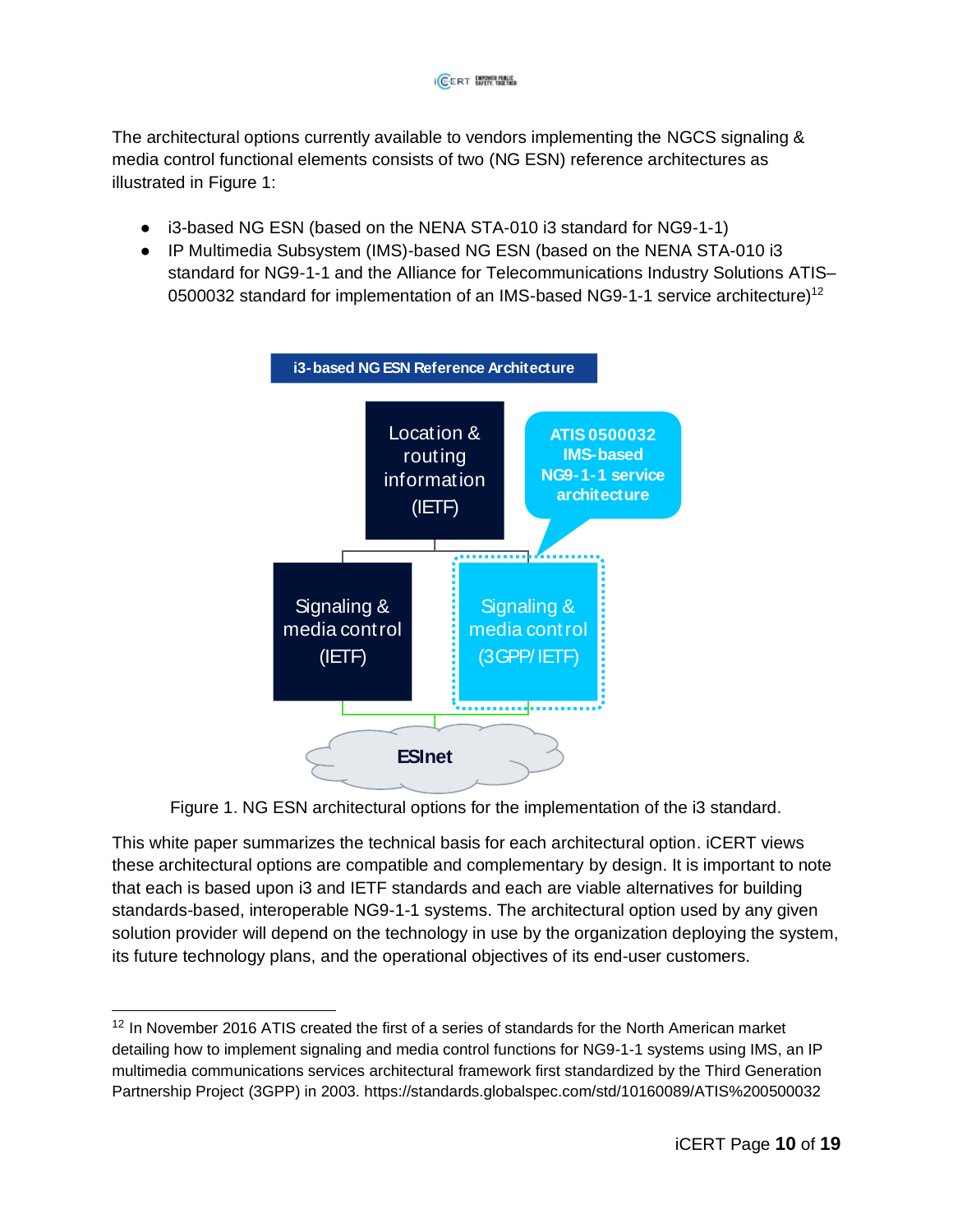The architectural options currently available to vendors implementing the NGCS signaling & media control functional elements consists of two (NG ESN) reference architectures as illustrated in Figure 1:

- i3-based NG ESN (based on the NENA STA-010 i3 standard for NG9-1-1)
- IP Multimedia Subsystem (IMS)-based NG ESN (based on the NENA STA-010 i3 standard for NG9-1-1 and the Alliance for Telecommunications Industry Solutions ATIS–0500032 standard for implementation of an IMS-based NG9-1-1 service architecture)[12]

Figure 1. NG ESN architectural options for the implementation of the i3 standard.

This white paper summarizes the technical basis for each architectural option. iCERT views these architectural options are compatible and complementary by design. It is important to note that each is based upon i3 and IETF standards and each are viable alternatives for building standards-based, interoperable NG9-1-1 systems. The architectural option used by any given solution provider will depend on the technology in use by the organization deploying the system, its future technology plans, and the operational objectives of its end-user customers.

---

[12] In November 2016 ATIS created the first of a series of standards for the North American market detailing how to implement signaling and media control functions for NG9-1-1 systems using IMS, an IP multimedia communications services architectural framework first standardized by the Third Generation Partnership Project (3GPP) in 2003. https://standards.globalspec.com/std/10160089/ATIS%200500032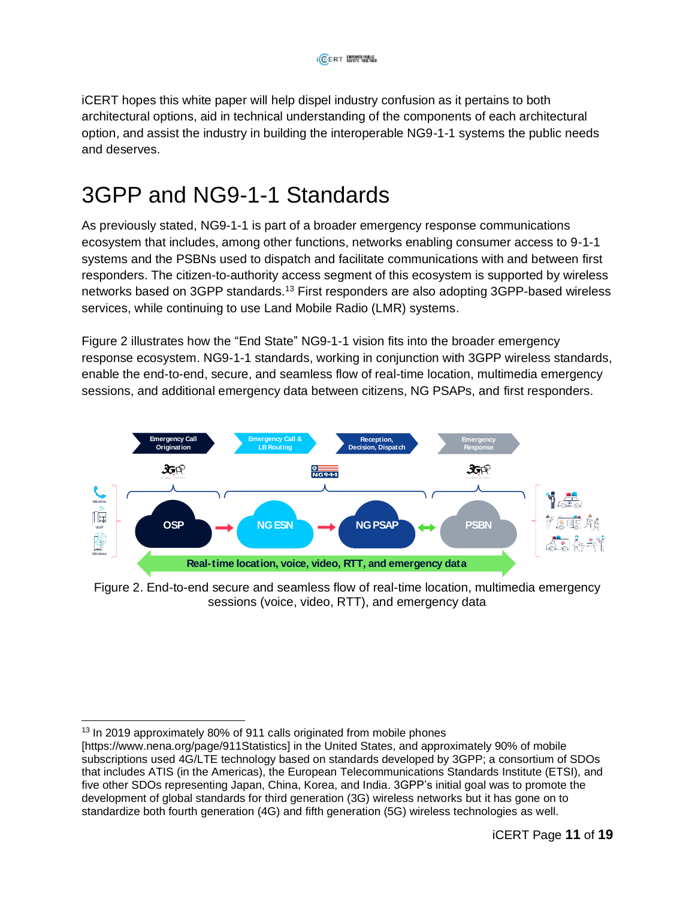iCERT hopes this white paper will help dispel industry confusion as it pertains to both architectural options, aid in technical understanding of the components of each architectural option, and assist the industry in building the interoperable NG9-1-1 systems the public needs and deserves.

# 3GPP and NG9-1-1 Standards

As previously stated, NG9-1-1 is part of a broader emergency response communications ecosystem that includes, among other functions, networks enabling consumer access to 9-1-1 systems and the PSBNs used to dispatch and facilitate communications with and between first responders. The citizen-to-authority access segment of this ecosystem is supported by wireless networks based on 3GPP standards.[13] First responders are also adopting 3GPP-based wireless services, while continuing to use Land Mobile Radio (LMR) systems.

Figure 2 illustrates how the "End State" NG9-1-1 vision fits into the broader emergency response ecosystem. NG9-1-1 standards, working in conjunction with 3GPP wireless standards, enable the end-to-end, secure, and seamless flow of real-time location, multimedia emergency sessions, and additional emergency data between citizens, NG PSAPs, and first responders.

Figure 2. End-to-end secure and seamless flow of real-time location, multimedia emergency sessions (voice, video, RTT), and emergency data

---

[13] In 2019 approximately 80% of 911 calls originated from mobile phones [https://www.nena.org/page/911Statistics] in the United States, and approximately 90% of mobile subscriptions used 4G/LTE technology based on standards developed by 3GPP; a consortium of SDOs that includes ATIS (in the Americas), the European Telecommunications Standards Institute (ETSI), and five other SDOs representing Japan, China, Korea, and India. 3GPP's initial goal was to promote the development of global standards for third generation (3G) wireless networks but it has gone on to standardize both fourth generation (4G) and fifth generation (5G) wireless technologies as well.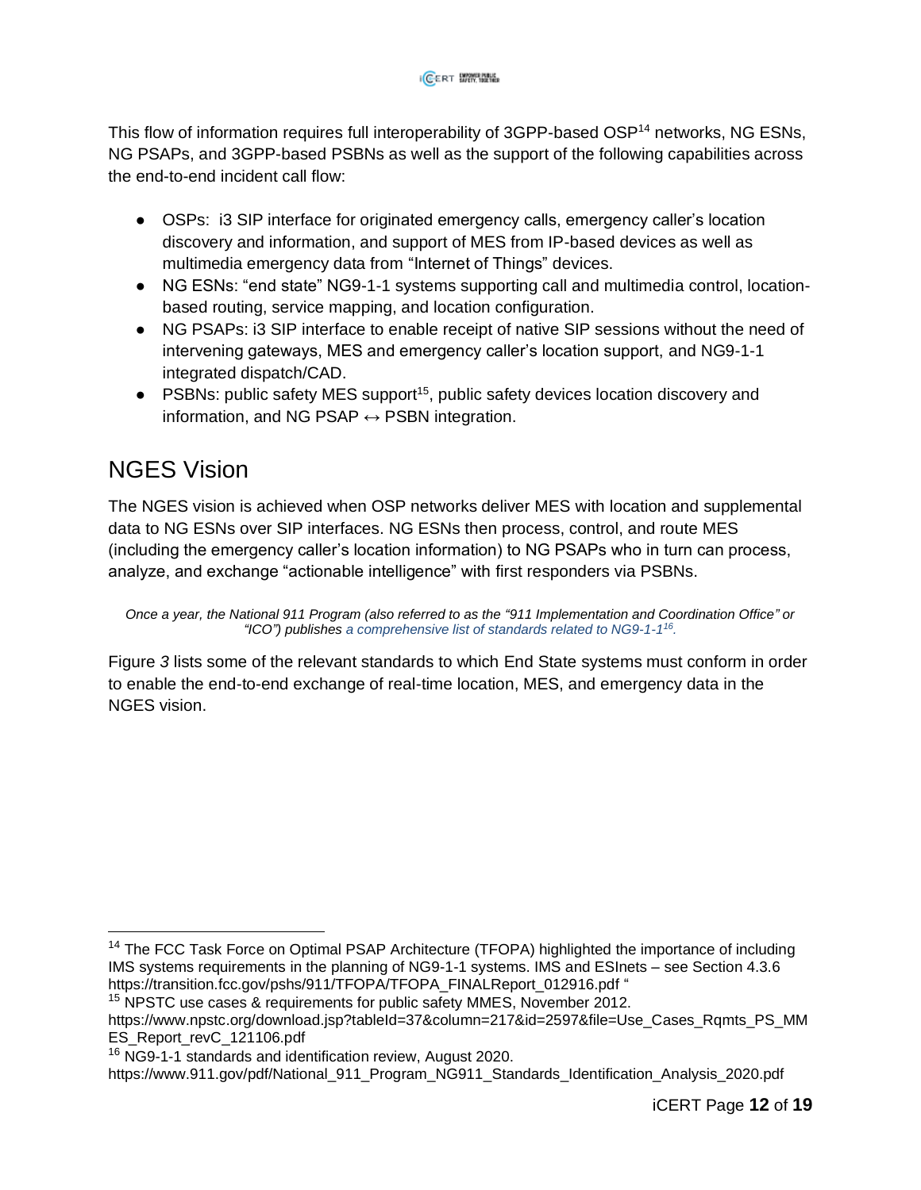This flow of information requires full interoperability of 3GPP-based OSP[14] networks, NG ESNs, NG PSAPs, and 3GPP-based PSBNs as well as the support of the following capabilities across the end-to-end incident call flow:

- OSPs: i3 SIP interface for originated emergency calls, emergency caller's location discovery and information, and support of MES from IP-based devices as well as multimedia emergency data from "Internet of Things" devices.
- NG ESNs: "end state" NG9-1-1 systems supporting call and multimedia control, location-based routing, service mapping, and location configuration.
- NG PSAPs: i3 SIP interface to enable receipt of native SIP sessions without the need of intervening gateways, MES and emergency caller's location support, and NG9-1-1 integrated dispatch/CAD.
- PSBNs: public safety MES support[15], public safety devices location discovery and information, and NG PSAP ↔ PSBN integration.

## NGES Vision

The NGES vision is achieved when OSP networks deliver MES with location and supplemental data to NG ESNs over SIP interfaces. NG ESNs then process, control, and route MES (including the emergency caller's location information) to NG PSAPs who in turn can process, analyze, and exchange "actionable intelligence" with first responders via PSBNs.

*Once a year, the National 911 Program (also referred to as the "911 Implementation and Coordination Office" or "ICO") publishes a comprehensive list of standards related to NG9-1-1[16].*

Figure *3* lists some of the relevant standards to which End State systems must conform in order to enable the end-to-end exchange of real-time location, MES, and emergency data in the NGES vision.

---

[14] The FCC Task Force on Optimal PSAP Architecture (TFOPA) highlighted the importance of including IMS systems requirements in the planning of NG9-1-1 systems. IMS and ESInets – see Section 4.3.6 https://transition.fcc.gov/pshs/911/TFOPA/TFOPA_FINALReport_012916.pdf "

[15] NPSTC use cases & requirements for public safety MMES, November 2012. https://www.npstc.org/download.jsp?tableId=37&column=217&id=2597&file=Use_Cases_Rqmts_PS_MMES_Report_revC_121106.pdf

[16] NG9-1-1 standards and identification review, August 2020. https://www.911.gov/pdf/National_911_Program_NG911_Standards_Identification_Analysis_2020.pdf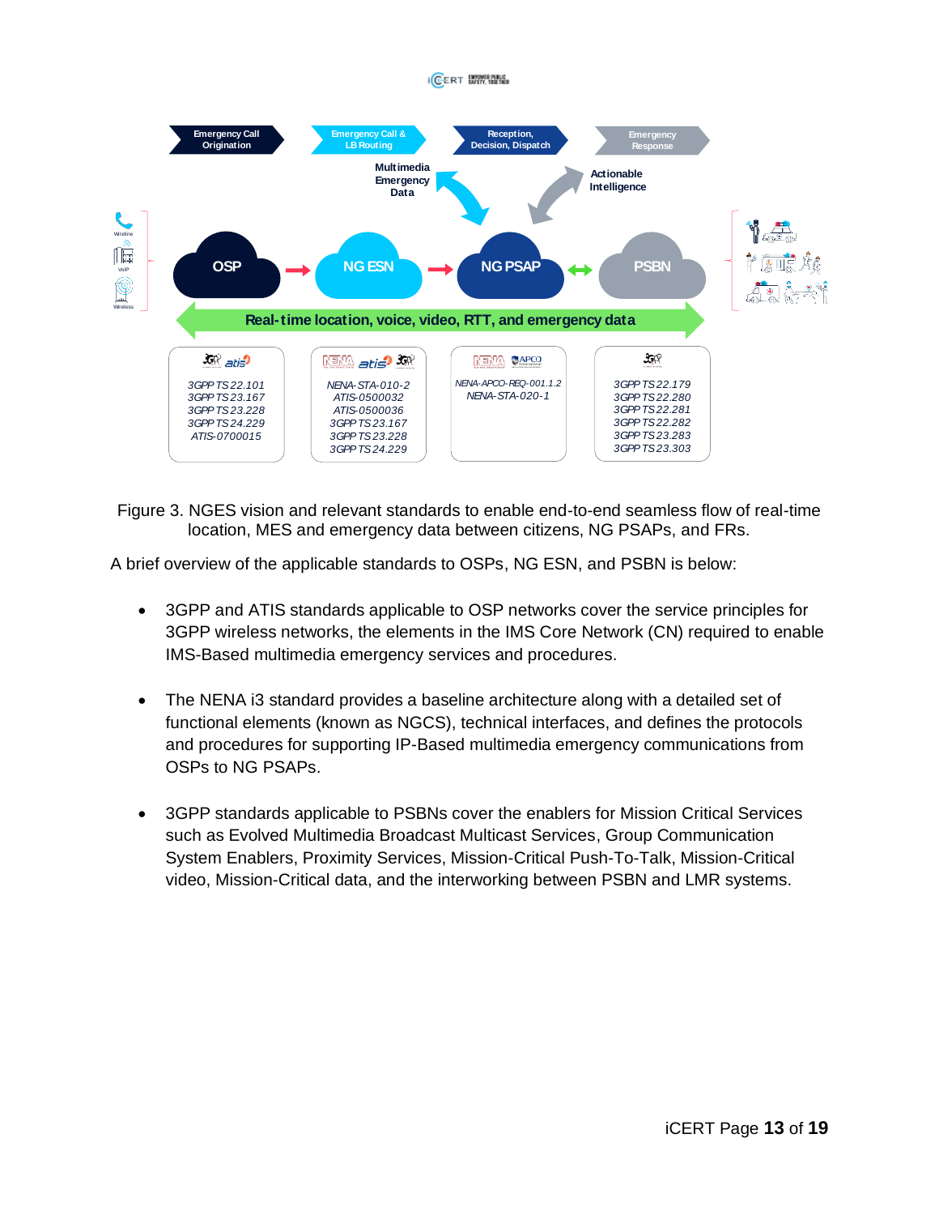| OSP | NG ESN | NG PSAP | PSBN |
|---|---|---|---|
| Emergency Call Origination | Emergency Call & LB Routing | Reception, Decision, Dispatch | Emergency Response |
| 3GPP TS 22.101<br>3GPP TS 23.167<br>3GPP TS 23.228<br>3GPP TS 24.229<br>ATIS-0700015 | NENA-STA-010-2<br>ATIS-0500032<br>ATIS-0500036<br>3GPP TS 23.167<br>3GPP TS 23.228<br>3GPP TS 24.229 | NENA-APCO-REQ-001.1.2<br>NENA-STA-020-1 | 3GPP TS 22.179<br>3GPP TS 22.280<br>3GPP TS 22.281<br>3GPP TS 22.282<br>3GPP TS 22.283<br>3GPP TS 23.303 |

Real-time location, voice, video, RTT, and emergency data

Figure 3. NGES vision and relevant standards to enable end-to-end seamless flow of real-time location, MES and emergency data between citizens, NG PSAPs, and FRs.

A brief overview of the applicable standards to OSPs, NG ESN, and PSBN is below:

- 3GPP and ATIS standards applicable to OSP networks cover the service principles for 3GPP wireless networks, the elements in the IMS Core Network (CN) required to enable IMS-Based multimedia emergency services and procedures.

- The NENA i3 standard provides a baseline architecture along with a detailed set of functional elements (known as NGCS), technical interfaces, and defines the protocols and procedures for supporting IP-Based multimedia emergency communications from OSPs to NG PSAPs.

- 3GPP standards applicable to PSBNs cover the enablers for Mission Critical Services such as Evolved Multimedia Broadcast Multicast Services, Group Communication System Enablers, Proximity Services, Mission-Critical Push-To-Talk, Mission-Critical video, Mission-Critical data, and the interworking between PSBN and LMR systems.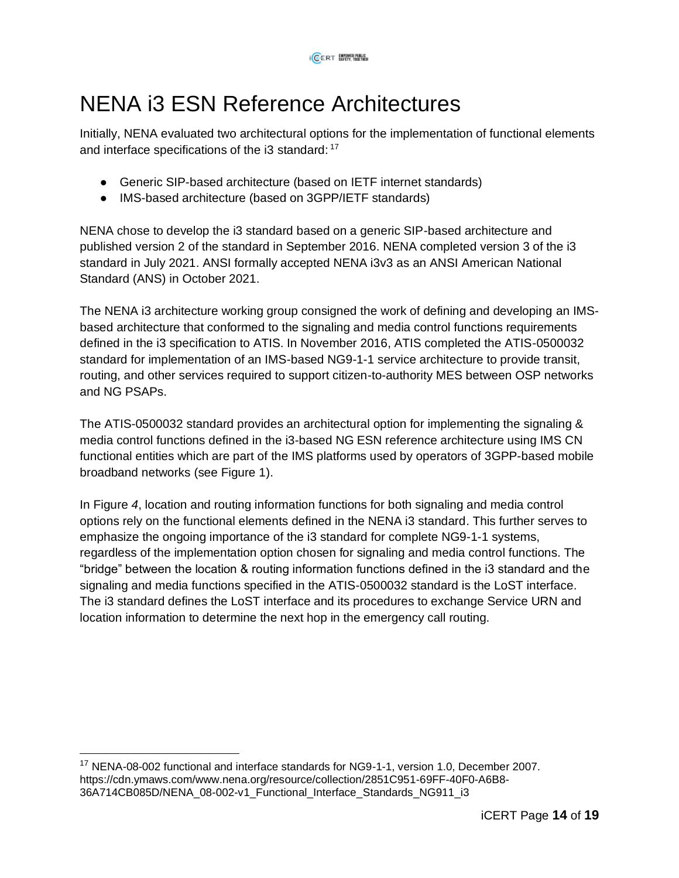# NENA i3 ESN Reference Architectures

Initially, NENA evaluated two architectural options for the implementation of functional elements and interface specifications of the i3 standard: [17]

- Generic SIP-based architecture (based on IETF internet standards)
- IMS-based architecture (based on 3GPP/IETF standards)

NENA chose to develop the i3 standard based on a generic SIP-based architecture and published version 2 of the standard in September 2016. NENA completed version 3 of the i3 standard in July 2021. ANSI formally accepted NENA i3v3 as an ANSI American National Standard (ANS) in October 2021.

The NENA i3 architecture working group consigned the work of defining and developing an IMS-based architecture that conformed to the signaling and media control functions requirements defined in the i3 specification to ATIS. In November 2016, ATIS completed the ATIS-0500032 standard for implementation of an IMS-based NG9-1-1 service architecture to provide transit, routing, and other services required to support citizen-to-authority MES between OSP networks and NG PSAPs.

The ATIS-0500032 standard provides an architectural option for implementing the signaling & media control functions defined in the i3-based NG ESN reference architecture using IMS CN functional entities which are part of the IMS platforms used by operators of 3GPP-based mobile broadband networks (see Figure 1).

In Figure *4*, location and routing information functions for both signaling and media control options rely on the functional elements defined in the NENA i3 standard. This further serves to emphasize the ongoing importance of the i3 standard for complete NG9-1-1 systems, regardless of the implementation option chosen for signaling and media control functions. The "bridge" between the location & routing information functions defined in the i3 standard and the signaling and media functions specified in the ATIS-0500032 standard is the LoST interface. The i3 standard defines the LoST interface and its procedures to exchange Service URN and location information to determine the next hop in the emergency call routing.

[17] NENA-08-002 functional and interface standards for NG9-1-1, version 1.0, December 2007. https://cdn.ymaws.com/www.nena.org/resource/collection/2851C951-69FF-40F0-A6B8-36A714CB085D/NENA_08-002-v1_Functional_Interface_Standards_NG911_i3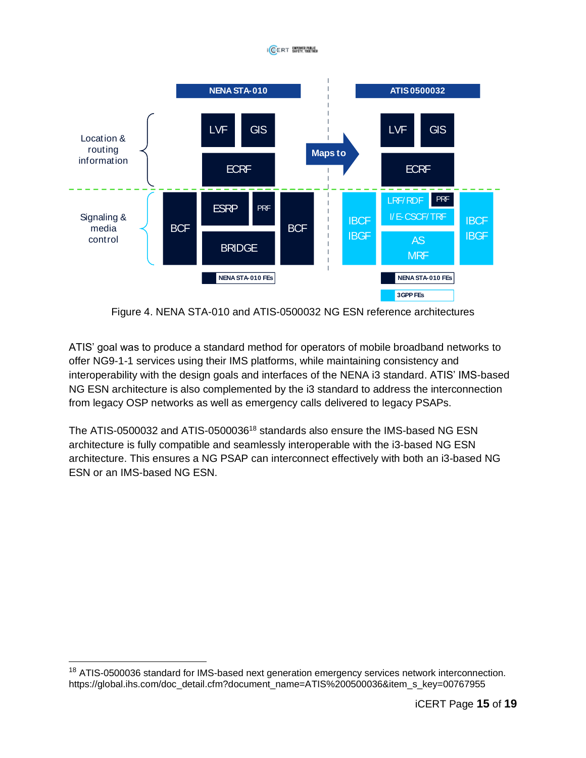Figure 4. NENA STA-010 and ATIS-0500032 NG ESN reference architectures

ATIS' goal was to produce a standard method for operators of mobile broadband networks to offer NG9-1-1 services using their IMS platforms, while maintaining consistency and interoperability with the design goals and interfaces of the NENA i3 standard. ATIS' IMS-based NG ESN architecture is also complemented by the i3 standard to address the interconnection from legacy OSP networks as well as emergency calls delivered to legacy PSAPs.

The ATIS-0500032 and ATIS-0500036[18] standards also ensure the IMS-based NG ESN architecture is fully compatible and seamlessly interoperable with the i3-based NG ESN architecture. This ensures a NG PSAP can interconnect effectively with both an i3-based NG ESN or an IMS-based NG ESN.

---

[18] ATIS-0500036 standard for IMS-based next generation emergency services network interconnection. https://global.ihs.com/doc_detail.cfm?document_name=ATIS%200500036&item_s_key=00767955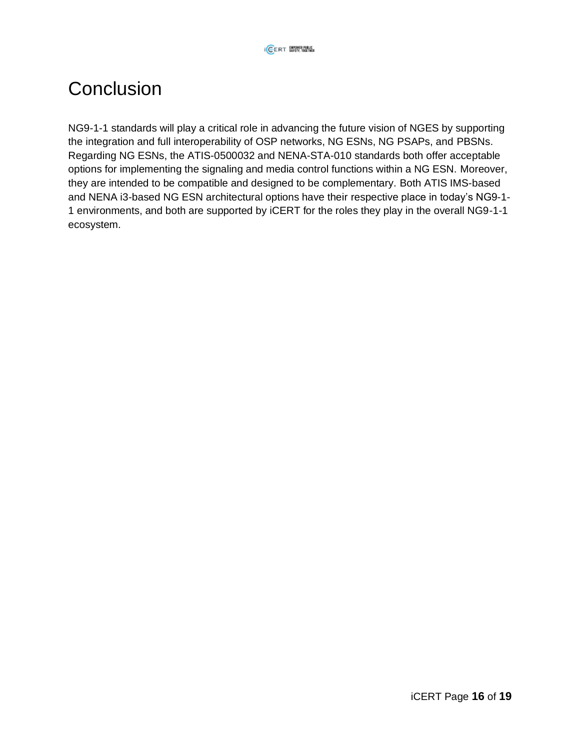# Conclusion

NG9-1-1 standards will play a critical role in advancing the future vision of NGES by supporting the integration and full interoperability of OSP networks, NG ESNs, NG PSAPs, and PBSNs. Regarding NG ESNs, the ATIS-0500032 and NENA-STA-010 standards both offer acceptable options for implementing the signaling and media control functions within a NG ESN. Moreover, they are intended to be compatible and designed to be complementary. Both ATIS IMS-based and NENA i3-based NG ESN architectural options have their respective place in today's NG9-1-1 environments, and both are supported by iCERT for the roles they play in the overall NG9-1-1 ecosystem.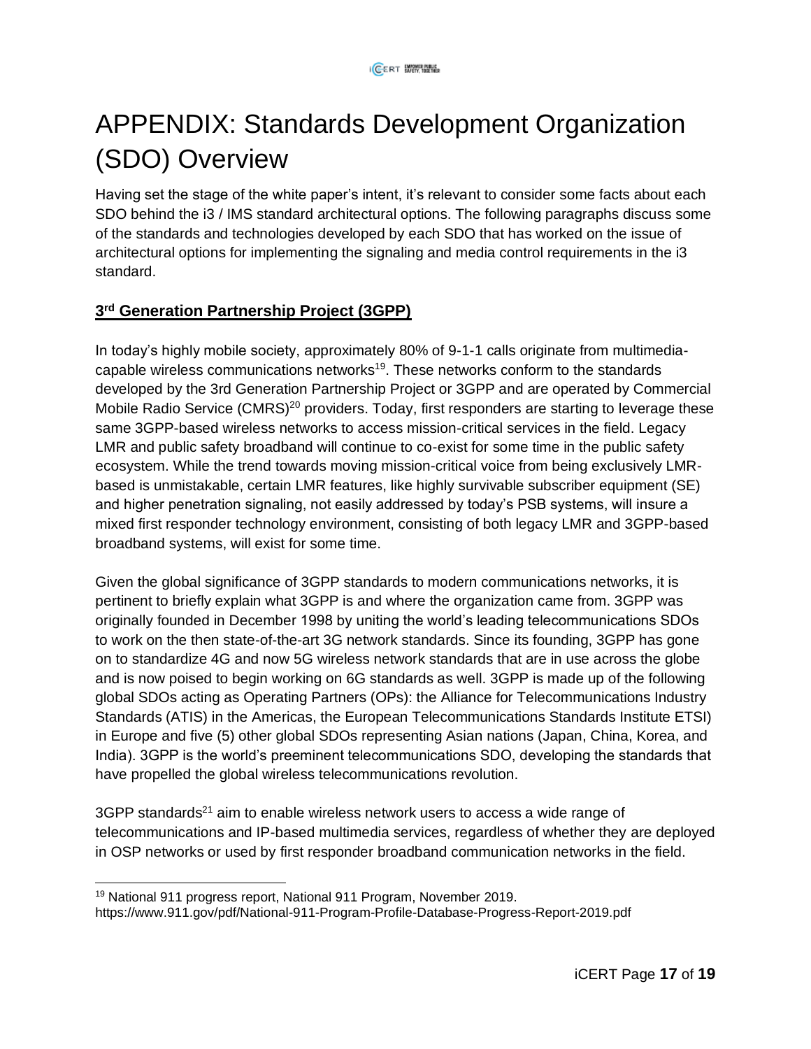# APPENDIX: Standards Development Organization (SDO) Overview

Having set the stage of the white paper's intent, it's relevant to consider some facts about each SDO behind the i3 / IMS standard architectural options. The following paragraphs discuss some of the standards and technologies developed by each SDO that has worked on the issue of architectural options for implementing the signaling and media control requirements in the i3 standard.

## 3rd Generation Partnership Project (3GPP)

In today's highly mobile society, approximately 80% of 9-1-1 calls originate from multimedia-capable wireless communications networks[19]. These networks conform to the standards developed by the 3rd Generation Partnership Project or 3GPP and are operated by Commercial Mobile Radio Service (CMRS)[20] providers. Today, first responders are starting to leverage these same 3GPP-based wireless networks to access mission-critical services in the field. Legacy LMR and public safety broadband will continue to co-exist for some time in the public safety ecosystem. While the trend towards moving mission-critical voice from being exclusively LMR-based is unmistakable, certain LMR features, like highly survivable subscriber equipment (SE) and higher penetration signaling, not easily addressed by today's PSB systems, will insure a mixed first responder technology environment, consisting of both legacy LMR and 3GPP-based broadband systems, will exist for some time.

Given the global significance of 3GPP standards to modern communications networks, it is pertinent to briefly explain what 3GPP is and where the organization came from. 3GPP was originally founded in December 1998 by uniting the world's leading telecommunications SDOs to work on the then state-of-the-art 3G network standards. Since its founding, 3GPP has gone on to standardize 4G and now 5G wireless network standards that are in use across the globe and is now poised to begin working on 6G standards as well. 3GPP is made up of the following global SDOs acting as Operating Partners (OPs): the Alliance for Telecommunications Industry Standards (ATIS) in the Americas, the European Telecommunications Standards Institute ETSI) in Europe and five (5) other global SDOs representing Asian nations (Japan, China, Korea, and India). 3GPP is the world's preeminent telecommunications SDO, developing the standards that have propelled the global wireless telecommunications revolution.

3GPP standards[21] aim to enable wireless network users to access a wide range of telecommunications and IP-based multimedia services, regardless of whether they are deployed in OSP networks or used by first responder broadband communication networks in the field.

---

[19] National 911 progress report, National 911 Program, November 2019. https://www.911.gov/pdf/National-911-Program-Profile-Database-Progress-Report-2019.pdf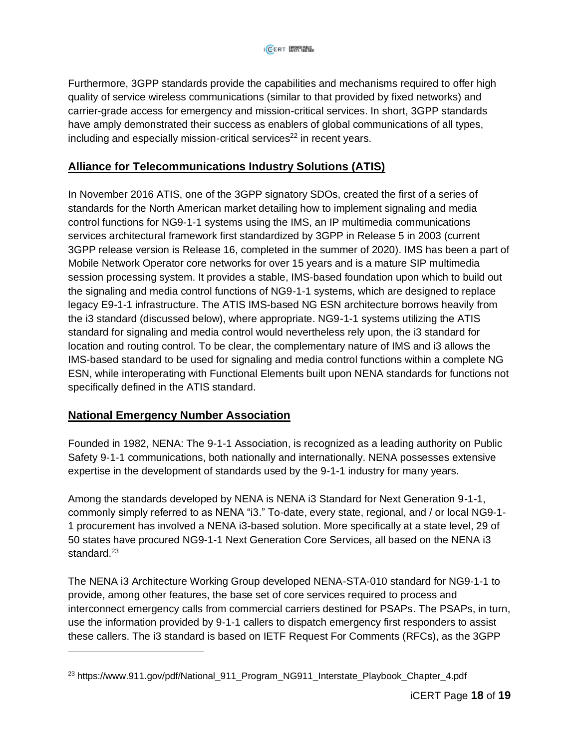Furthermore, 3GPP standards provide the capabilities and mechanisms required to offer high quality of service wireless communications (similar to that provided by fixed networks) and carrier-grade access for emergency and mission-critical services. In short, 3GPP standards have amply demonstrated their success as enablers of global communications of all types, including and especially mission-critical services[22] in recent years.

## Alliance for Telecommunications Industry Solutions (ATIS)

In November 2016 ATIS, one of the 3GPP signatory SDOs, created the first of a series of standards for the North American market detailing how to implement signaling and media control functions for NG9-1-1 systems using the IMS, an IP multimedia communications services architectural framework first standardized by 3GPP in Release 5 in 2003 (current 3GPP release version is Release 16, completed in the summer of 2020). IMS has been a part of Mobile Network Operator core networks for over 15 years and is a mature SIP multimedia session processing system. It provides a stable, IMS-based foundation upon which to build out the signaling and media control functions of NG9-1-1 systems, which are designed to replace legacy E9-1-1 infrastructure. The ATIS IMS-based NG ESN architecture borrows heavily from the i3 standard (discussed below), where appropriate. NG9-1-1 systems utilizing the ATIS standard for signaling and media control would nevertheless rely upon, the i3 standard for location and routing control. To be clear, the complementary nature of IMS and i3 allows the IMS-based standard to be used for signaling and media control functions within a complete NG ESN, while interoperating with Functional Elements built upon NENA standards for functions not specifically defined in the ATIS standard.

## National Emergency Number Association

Founded in 1982, NENA: The 9-1-1 Association, is recognized as a leading authority on Public Safety 9-1-1 communications, both nationally and internationally. NENA possesses extensive expertise in the development of standards used by the 9-1-1 industry for many years.

Among the standards developed by NENA is NENA i3 Standard for Next Generation 9-1-1, commonly simply referred to as NENA "i3." To-date, every state, regional, and / or local NG9-1-1 procurement has involved a NENA i3-based solution. More specifically at a state level, 29 of 50 states have procured NG9-1-1 Next Generation Core Services, all based on the NENA i3 standard.[23]

The NENA i3 Architecture Working Group developed NENA-STA-010 standard for NG9-1-1 to provide, among other features, the base set of core services required to process and interconnect emergency calls from commercial carriers destined for PSAPs. The PSAPs, in turn, use the information provided by 9-1-1 callers to dispatch emergency first responders to assist these callers. The i3 standard is based on IETF Request For Comments (RFCs), as the 3GPP

---

[23] https://www.911.gov/pdf/National_911_Program_NG911_Interstate_Playbook_Chapter_4.pdf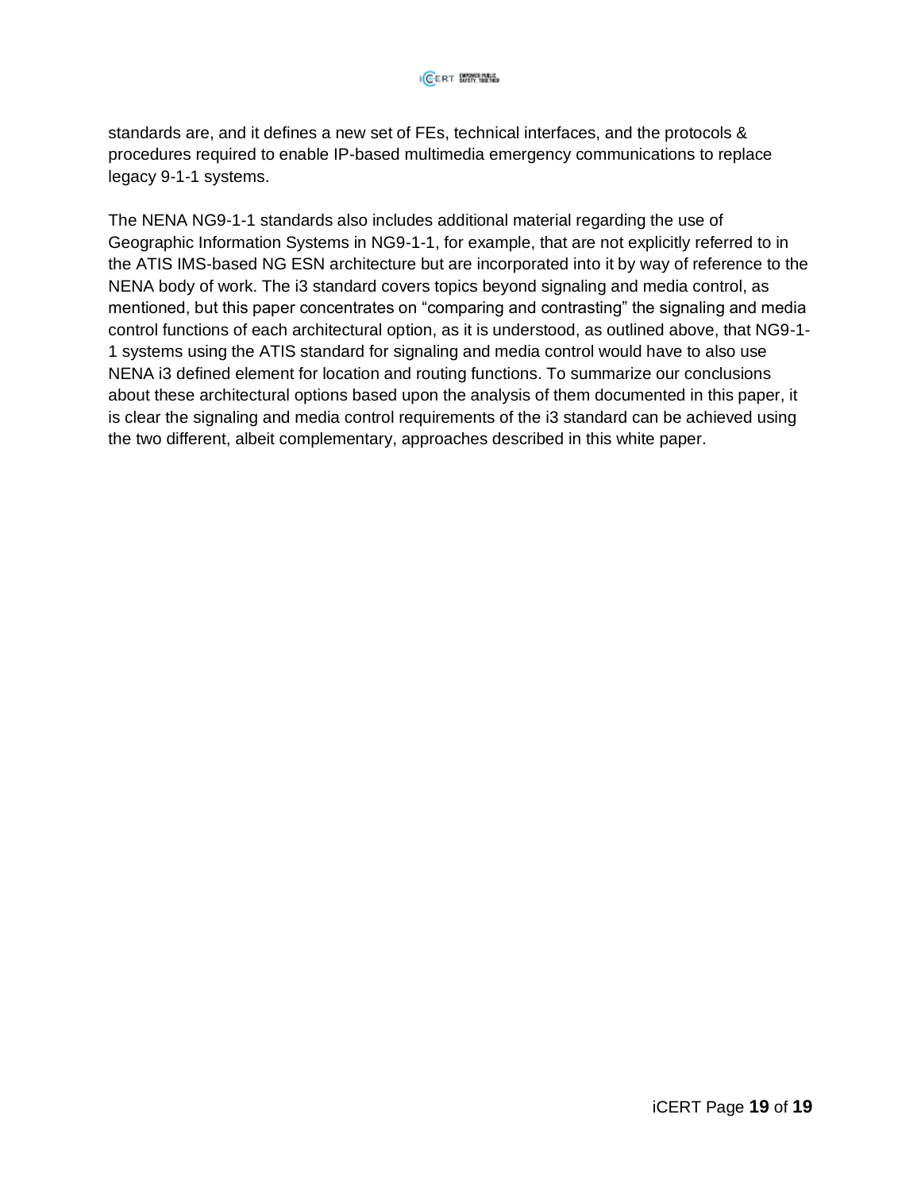standards are, and it defines a new set of FEs, technical interfaces, and the protocols & procedures required to enable IP-based multimedia emergency communications to replace legacy 9-1-1 systems.

The NENA NG9-1-1 standards also includes additional material regarding the use of Geographic Information Systems in NG9-1-1, for example, that are not explicitly referred to in the ATIS IMS-based NG ESN architecture but are incorporated into it by way of reference to the NENA body of work. The i3 standard covers topics beyond signaling and media control, as mentioned, but this paper concentrates on "comparing and contrasting" the signaling and media control functions of each architectural option, as it is understood, as outlined above, that NG9-1-1 systems using the ATIS standard for signaling and media control would have to also use NENA i3 defined element for location and routing functions. To summarize our conclusions about these architectural options based upon the analysis of them documented in this paper, it is clear the signaling and media control requirements of the i3 standard can be achieved using the two different, albeit complementary, approaches described in this white paper.